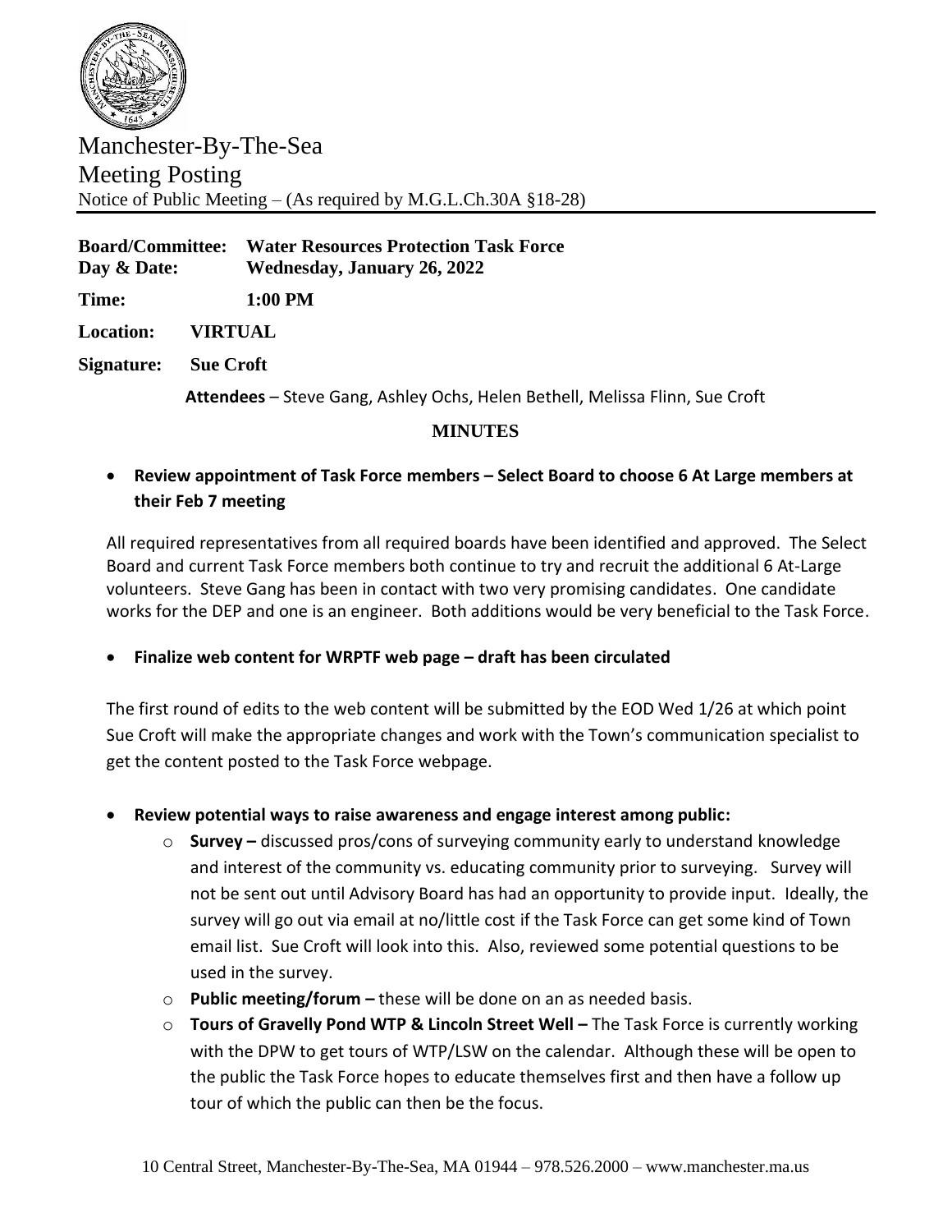Manchester-By-The-Sea
Meeting Posting
Notice of Public Meeting – (As required by M.G.L.Ch.30A §18-28)

**Board/Committee:** **Water Resources Protection Task Force**
**Day & Date:** **Wednesday, January 26, 2022**

**Time:** **1:00 PM**

**Location:** **VIRTUAL**

**Signature:** **Sue Croft**

**Attendees** – Steve Gang, Ashley Ochs, Helen Bethell, Melissa Flinn, Sue Croft

## MINUTES

- **Review appointment of Task Force members – Select Board to choose 6 At Large members at their Feb 7 meeting**

All required representatives from all required boards have been identified and approved. The Select Board and current Task Force members both continue to try and recruit the additional 6 At-Large volunteers. Steve Gang has been in contact with two very promising candidates. One candidate works for the DEP and one is an engineer. Both additions would be very beneficial to the Task Force.

- **Finalize web content for WRPTF web page – draft has been circulated**

The first round of edits to the web content will be submitted by the EOD Wed 1/26 at which point Sue Croft will make the appropriate changes and work with the Town's communication specialist to get the content posted to the Task Force webpage.

- **Review potential ways to raise awareness and engage interest among public:**
  - **Survey –** discussed pros/cons of surveying community early to understand knowledge and interest of the community vs. educating community prior to surveying. Survey will not be sent out until Advisory Board has had an opportunity to provide input. Ideally, the survey will go out via email at no/little cost if the Task Force can get some kind of Town email list. Sue Croft will look into this. Also, reviewed some potential questions to be used in the survey.
  - **Public meeting/forum –** these will be done on an as needed basis.
  - **Tours of Gravelly Pond WTP & Lincoln Street Well –** The Task Force is currently working with the DPW to get tours of WTP/LSW on the calendar. Although these will be open to the public the Task Force hopes to educate themselves first and then have a follow up tour of which the public can then be the focus.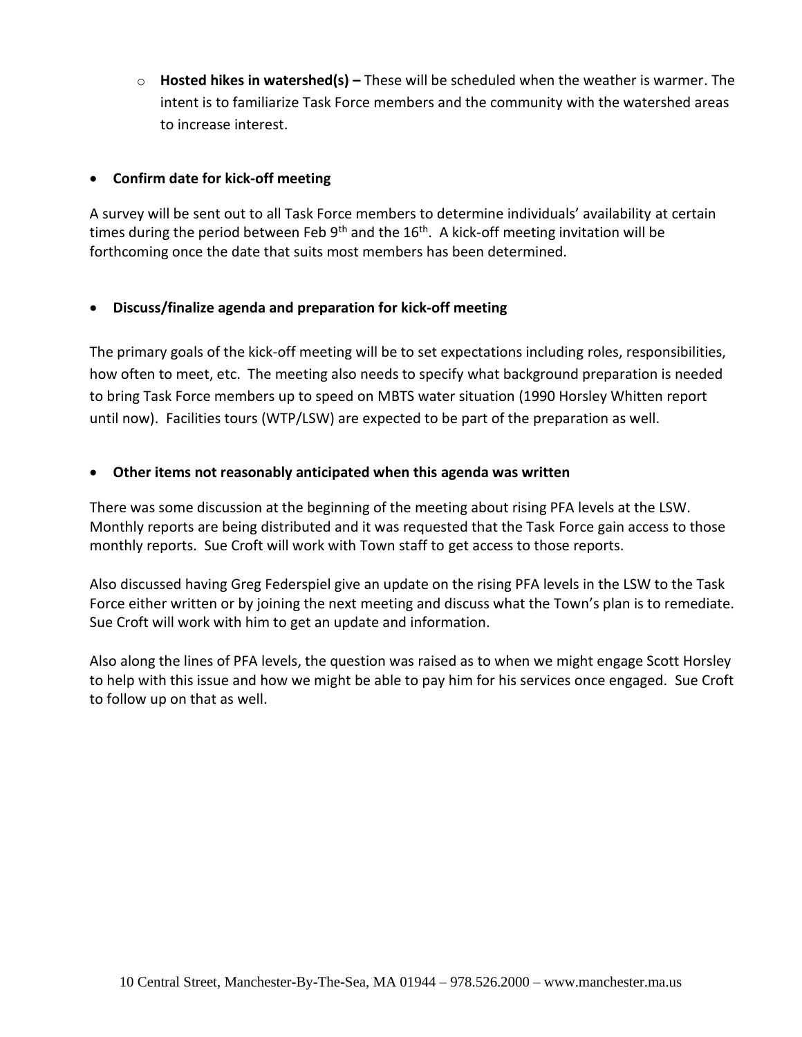- **Hosted hikes in watershed(s) –** These will be scheduled when the weather is warmer. The intent is to familiarize Task Force members and the community with the watershed areas to increase interest.

- **Confirm date for kick-off meeting**

A survey will be sent out to all Task Force members to determine individuals' availability at certain times during the period between Feb 9th and the 16th. A kick-off meeting invitation will be forthcoming once the date that suits most members has been determined.

- **Discuss/finalize agenda and preparation for kick-off meeting**

The primary goals of the kick-off meeting will be to set expectations including roles, responsibilities, how often to meet, etc. The meeting also needs to specify what background preparation is needed to bring Task Force members up to speed on MBTS water situation (1990 Horsley Whitten report until now). Facilities tours (WTP/LSW) are expected to be part of the preparation as well.

- **Other items not reasonably anticipated when this agenda was written**

There was some discussion at the beginning of the meeting about rising PFA levels at the LSW. Monthly reports are being distributed and it was requested that the Task Force gain access to those monthly reports. Sue Croft will work with Town staff to get access to those reports.

Also discussed having Greg Federspiel give an update on the rising PFA levels in the LSW to the Task Force either written or by joining the next meeting and discuss what the Town's plan is to remediate. Sue Croft will work with him to get an update and information.

Also along the lines of PFA levels, the question was raised as to when we might engage Scott Horsley to help with this issue and how we might be able to pay him for his services once engaged. Sue Croft to follow up on that as well.